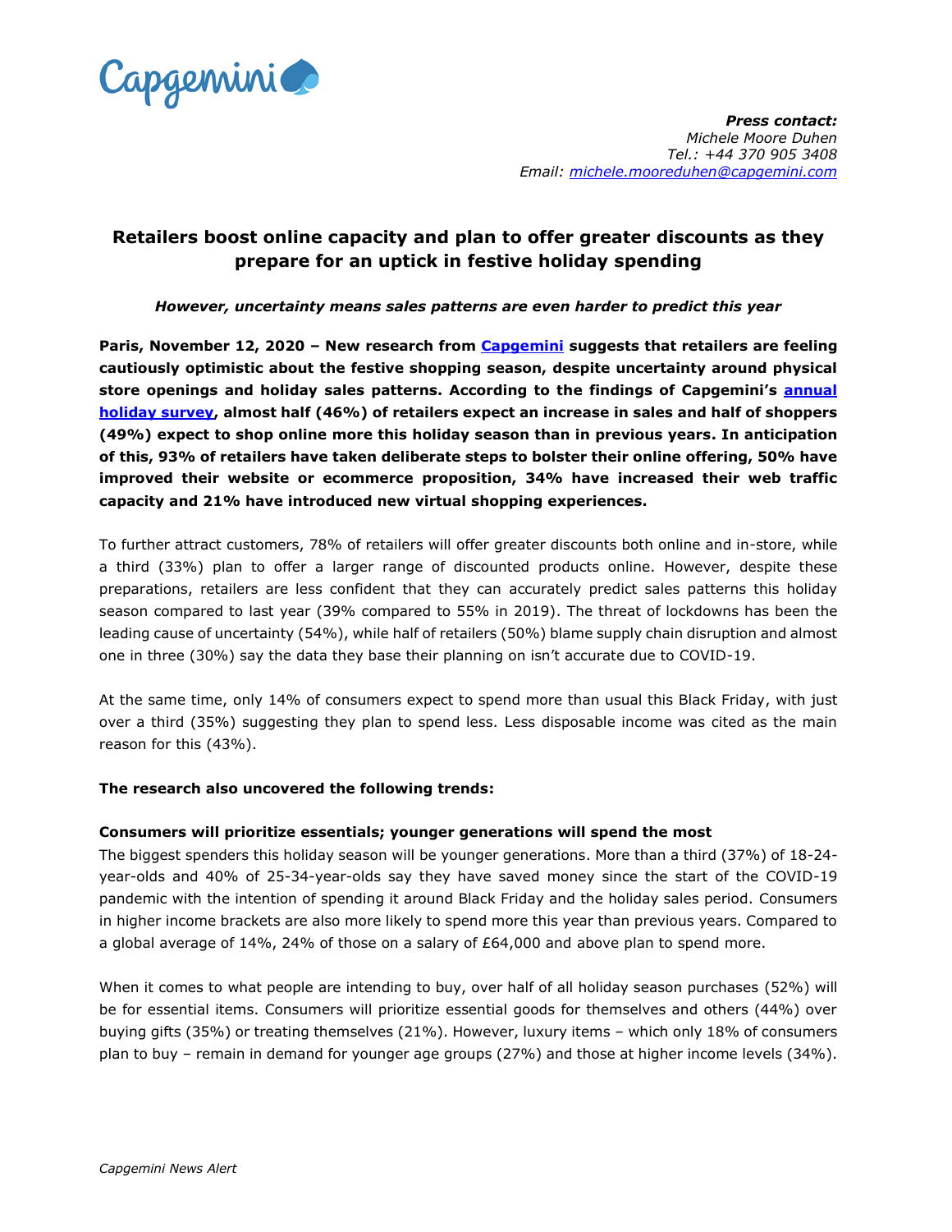Capgemini

***Press contact:***
*Michele Moore Duhen*
*Tel.: +44 370 905 3408*
*Email: michele.mooreduhen@capgemini.com*

## Retailers boost online capacity and plan to offer greater discounts as they prepare for an uptick in festive holiday spending

***However, uncertainty means sales patterns are even harder to predict this year***

**Paris, November 12, 2020 – New research from Capgemini suggests that retailers are feeling cautiously optimistic about the festive shopping season, despite uncertainty around physical store openings and holiday sales patterns. According to the findings of Capgemini's annual holiday survey, almost half (46%) of retailers expect an increase in sales and half of shoppers (49%) expect to shop online more this holiday season than in previous years. In anticipation of this, 93% of retailers have taken deliberate steps to bolster their online offering, 50% have improved their website or ecommerce proposition, 34% have increased their web traffic capacity and 21% have introduced new virtual shopping experiences.**

To further attract customers, 78% of retailers will offer greater discounts both online and in-store, while a third (33%) plan to offer a larger range of discounted products online. However, despite these preparations, retailers are less confident that they can accurately predict sales patterns this holiday season compared to last year (39% compared to 55% in 2019). The threat of lockdowns has been the leading cause of uncertainty (54%), while half of retailers (50%) blame supply chain disruption and almost one in three (30%) say the data they base their planning on isn't accurate due to COVID-19.

At the same time, only 14% of consumers expect to spend more than usual this Black Friday, with just over a third (35%) suggesting they plan to spend less. Less disposable income was cited as the main reason for this (43%).

**The research also uncovered the following trends:**

**Consumers will prioritize essentials; younger generations will spend the most**
The biggest spenders this holiday season will be younger generations. More than a third (37%) of 18-24-year-olds and 40% of 25-34-year-olds say they have saved money since the start of the COVID-19 pandemic with the intention of spending it around Black Friday and the holiday sales period. Consumers in higher income brackets are also more likely to spend more this year than previous years. Compared to a global average of 14%, 24% of those on a salary of £64,000 and above plan to spend more.

When it comes to what people are intending to buy, over half of all holiday season purchases (52%) will be for essential items. Consumers will prioritize essential goods for themselves and others (44%) over buying gifts (35%) or treating themselves (21%). However, luxury items – which only 18% of consumers plan to buy – remain in demand for younger age groups (27%) and those at higher income levels (34%).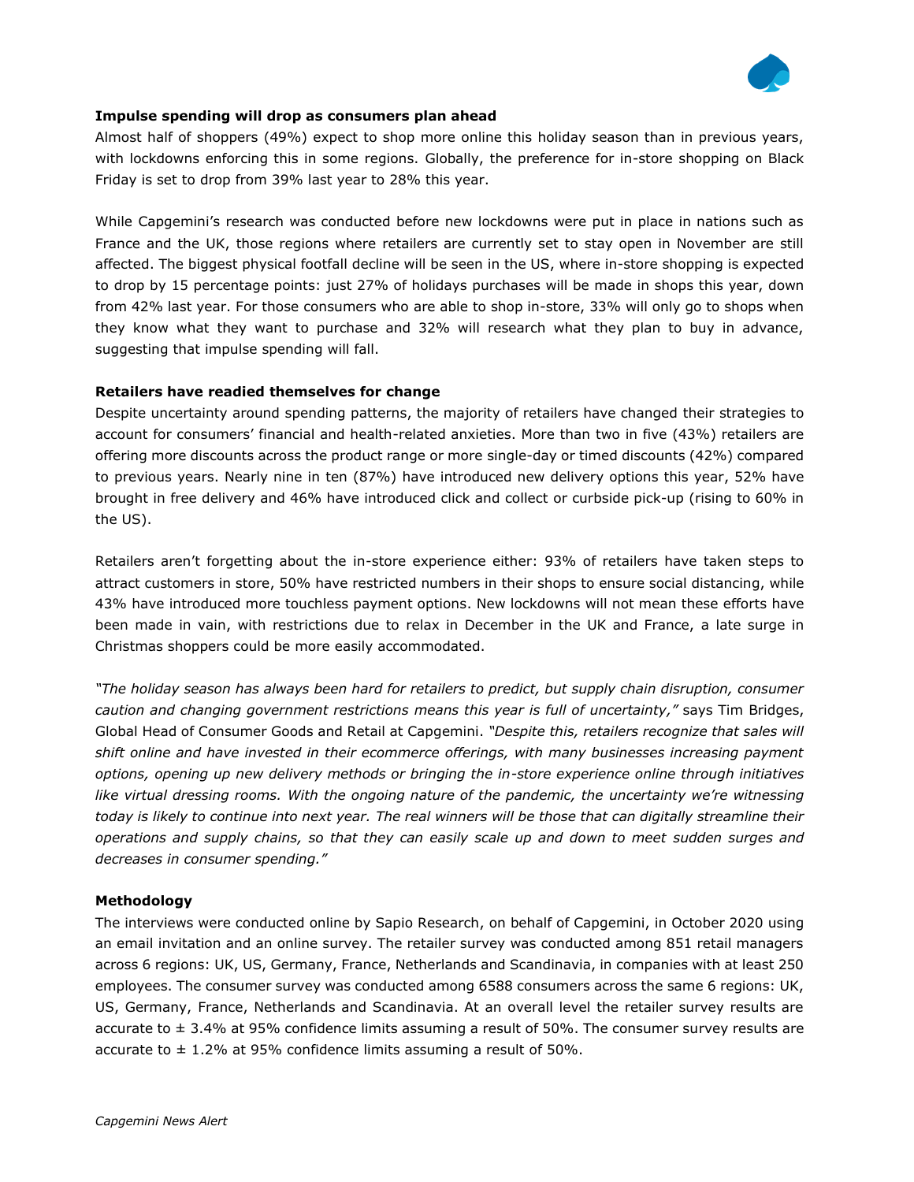**Impulse spending will drop as consumers plan ahead**

Almost half of shoppers (49%) expect to shop more online this holiday season than in previous years, with lockdowns enforcing this in some regions. Globally, the preference for in-store shopping on Black Friday is set to drop from 39% last year to 28% this year.

While Capgemini's research was conducted before new lockdowns were put in place in nations such as France and the UK, those regions where retailers are currently set to stay open in November are still affected. The biggest physical footfall decline will be seen in the US, where in-store shopping is expected to drop by 15 percentage points: just 27% of holidays purchases will be made in shops this year, down from 42% last year. For those consumers who are able to shop in-store, 33% will only go to shops when they know what they want to purchase and 32% will research what they plan to buy in advance, suggesting that impulse spending will fall.

**Retailers have readied themselves for change**

Despite uncertainty around spending patterns, the majority of retailers have changed their strategies to account for consumers' financial and health-related anxieties. More than two in five (43%) retailers are offering more discounts across the product range or more single-day or timed discounts (42%) compared to previous years. Nearly nine in ten (87%) have introduced new delivery options this year, 52% have brought in free delivery and 46% have introduced click and collect or curbside pick-up (rising to 60% in the US).

Retailers aren't forgetting about the in-store experience either: 93% of retailers have taken steps to attract customers in store, 50% have restricted numbers in their shops to ensure social distancing, while 43% have introduced more touchless payment options. New lockdowns will not mean these efforts have been made in vain, with restrictions due to relax in December in the UK and France, a late surge in Christmas shoppers could be more easily accommodated.

*"The holiday season has always been hard for retailers to predict, but supply chain disruption, consumer caution and changing government restrictions means this year is full of uncertainty,"* says Tim Bridges, Global Head of Consumer Goods and Retail at Capgemini. *"Despite this, retailers recognize that sales will shift online and have invested in their ecommerce offerings, with many businesses increasing payment options, opening up new delivery methods or bringing the in-store experience online through initiatives like virtual dressing rooms. With the ongoing nature of the pandemic, the uncertainty we're witnessing today is likely to continue into next year. The real winners will be those that can digitally streamline their operations and supply chains, so that they can easily scale up and down to meet sudden surges and decreases in consumer spending."*

**Methodology**

The interviews were conducted online by Sapio Research, on behalf of Capgemini, in October 2020 using an email invitation and an online survey. The retailer survey was conducted among 851 retail managers across 6 regions: UK, US, Germany, France, Netherlands and Scandinavia, in companies with at least 250 employees. The consumer survey was conducted among 6588 consumers across the same 6 regions: UK, US, Germany, France, Netherlands and Scandinavia. At an overall level the retailer survey results are accurate to ± 3.4% at 95% confidence limits assuming a result of 50%. The consumer survey results are accurate to ± 1.2% at 95% confidence limits assuming a result of 50%.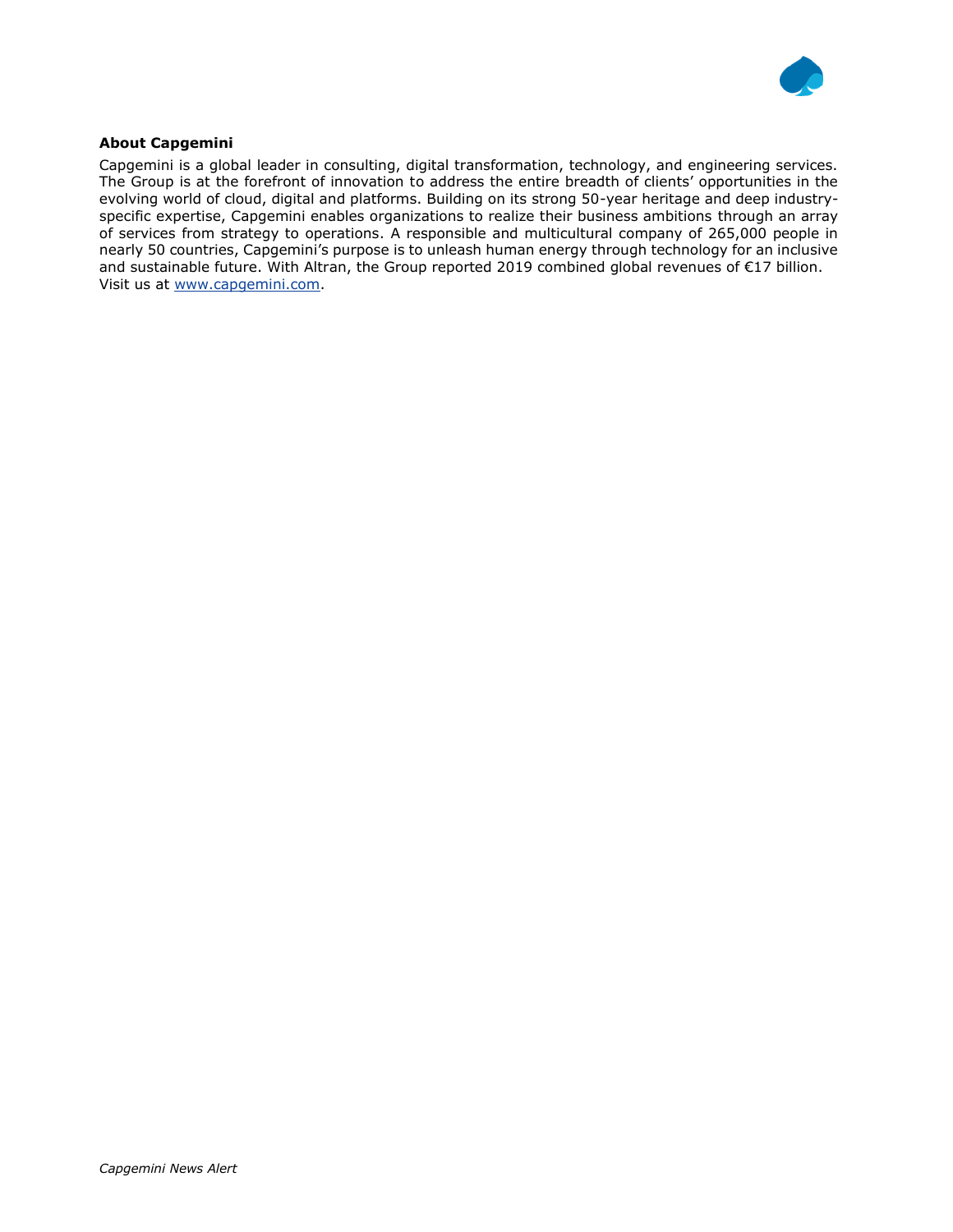**About Capgemini**

Capgemini is a global leader in consulting, digital transformation, technology, and engineering services. The Group is at the forefront of innovation to address the entire breadth of clients' opportunities in the evolving world of cloud, digital and platforms. Building on its strong 50-year heritage and deep industry-specific expertise, Capgemini enables organizations to realize their business ambitions through an array of services from strategy to operations. A responsible and multicultural company of 265,000 people in nearly 50 countries, Capgemini's purpose is to unleash human energy through technology for an inclusive and sustainable future. With Altran, the Group reported 2019 combined global revenues of €17 billion. Visit us at [www.capgemini.com](http://www.capgemini.com).